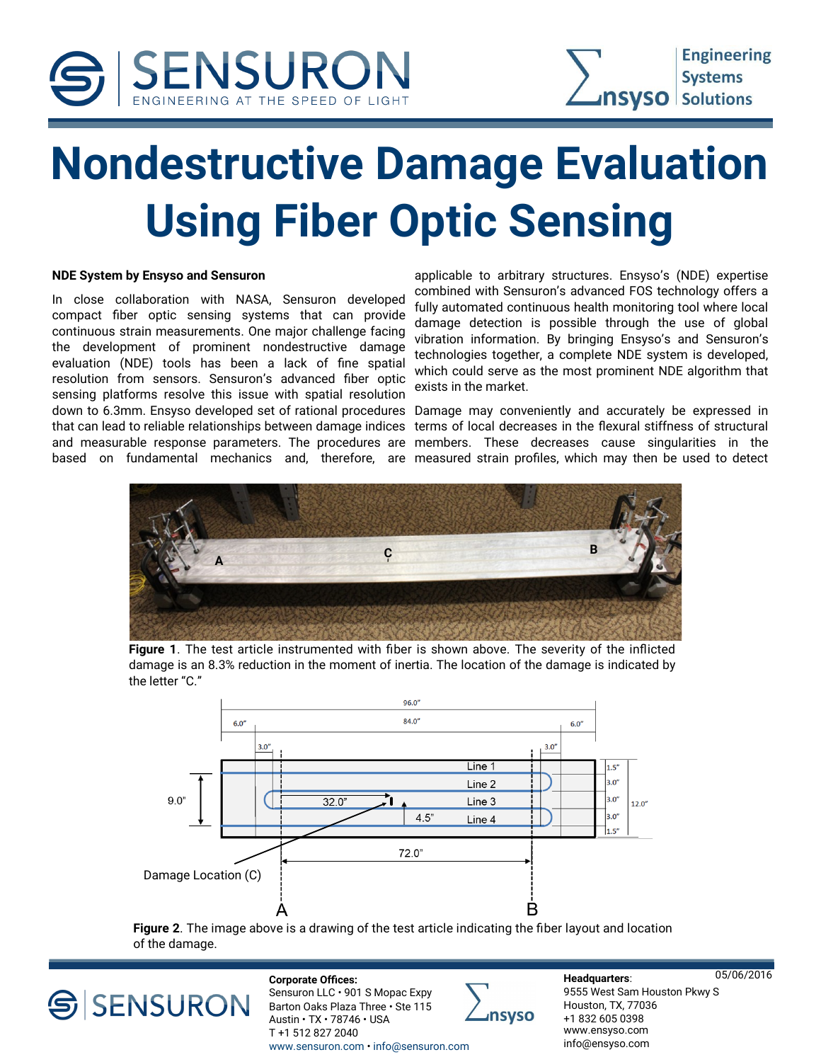# Nondestructive Damage Evaluation Using Fiber Optic Sensing

**NDE System by Ensyso and Sensuron**

In close collaboration with NASA, Sensuron developed compact fiber optic sensing systems that can provide continuous strain measurements. One major challenge facing the development of prominent nondestructive damage evaluation (NDE) tools has been a lack of fine spatial resolution from sensors. Sensuron's advanced fiber optic sensing platforms resolve this issue with spatial resolution down to 6.3mm. Ensyso developed set of rational procedures that can lead to reliable relationships between damage indices and measurable response parameters. The procedures are based on fundamental mechanics and, therefore, are applicable to arbitrary structures. Ensyso's (NDE) expertise combined with Sensuron's advanced FOS technology offers a fully automated continuous health monitoring tool where local damage detection is possible through the use of global vibration information. By bringing Ensyso's and Sensuron's technologies together, a complete NDE system is developed, which could serve as the most prominent NDE algorithm that exists in the market.

Damage may conveniently and accurately be expressed in terms of local decreases in the flexural stiffness of structural members. These decreases cause singularities in the measured strain profiles, which may then be used to detect

**Figure 1**. The test article instrumented with fiber is shown above. The severity of the inflicted damage is an 8.3% reduction in the moment of inertia. The location of the damage is indicated by the letter "C."

**Figure 2**. The image above is a drawing of the test article indicating the fiber layout and location of the damage.

**Corporate Offices:**
Sensuron LLC • 901 S Mopac Expy
Barton Oaks Plaza Three • Ste 115
Austin • TX • 78746 • USA
T +1 512 827 2040
www.sensuron.com • info@sensuron.com

**Headquarters**:
9555 West Sam Houston Pkwy S
Houston, TX, 77036
+1 832 605 0398
www.ensyso.com
info@ensyso.com

05/06/2016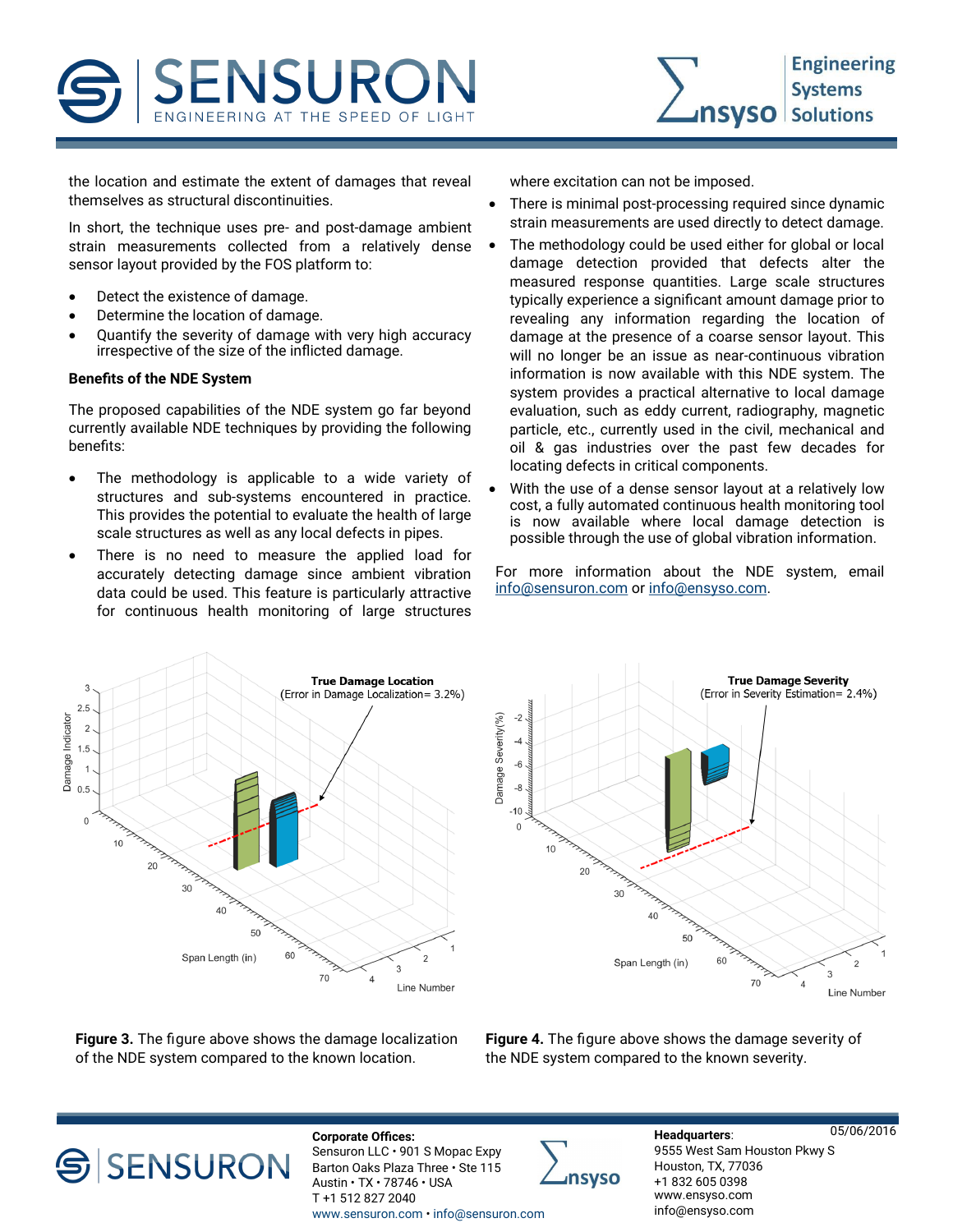the location and estimate the extent of damages that reveal themselves as structural discontinuities.

In short, the technique uses pre- and post-damage ambient strain measurements collected from a relatively dense sensor layout provided by the FOS platform to:

- Detect the existence of damage.
- Determine the location of damage.
- Quantify the severity of damage with very high accuracy irrespective of the size of the inflicted damage.

**Benefits of the NDE System**

The proposed capabilities of the NDE system go far beyond currently available NDE techniques by providing the following benefits:

- The methodology is applicable to a wide variety of structures and sub-systems encountered in practice. This provides the potential to evaluate the health of large scale structures as well as any local defects in pipes.
- There is no need to measure the applied load for accurately detecting damage since ambient vibration data could be used. This feature is particularly attractive for continuous health monitoring of large structures where excitation can not be imposed.
- There is minimal post-processing required since dynamic strain measurements are used directly to detect damage.
- The methodology could be used either for global or local damage detection provided that defects alter the measured response quantities. Large scale structures typically experience a significant amount damage prior to revealing any information regarding the location of damage at the presence of a coarse sensor layout. This will no longer be an issue as near-continuous vibration information is now available with this NDE system. The system provides a practical alternative to local damage evaluation, such as eddy current, radiography, magnetic particle, etc., currently used in the civil, mechanical and oil & gas industries over the past few decades for locating defects in critical components.
- With the use of a dense sensor layout at a relatively low cost, a fully automated continuous health monitoring tool is now available where local damage detection is possible through the use of global vibration information.

For more information about the NDE system, email info@sensuron.com or info@ensyso.com.

True Damage Location
(Error in Damage Localization= 3.2%)

Damage Indicator
Span Length (in)
Line Number

**Figure 3.** The figure above shows the damage localization of the NDE system compared to the known location.

True Damage Severity
(Error in Severity Estimation= 2.4%)

Damage Severity(%)
Span Length (in)
Line Number

**Figure 4.** The figure above shows the damage severity of the NDE system compared to the known severity.

**Corporate Offices:**
Sensuron LLC • 901 S Mopac Expy
Barton Oaks Plaza Three • Ste 115
Austin • TX • 78746 • USA
T +1 512 827 2040
www.sensuron.com • info@sensuron.com

**Headquarters**:
9555 West Sam Houston Pkwy S
Houston, TX, 77036
+1 832 605 0398
www.ensyso.com
info@ensyso.com

05/06/2016